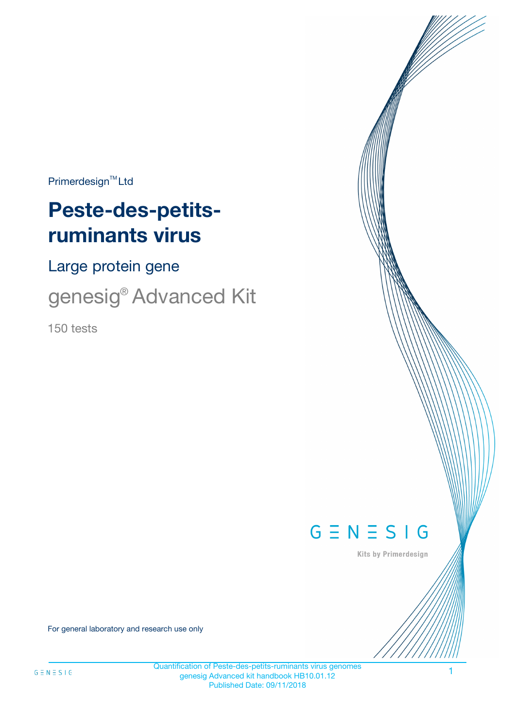Primerdesign™ Ltd

# Peste-des-petits-ruminants virus

## Large protein gene

## genesig® Advanced Kit

150 tests

GENESIG

Kits by Primerdesign

For general laboratory and research use only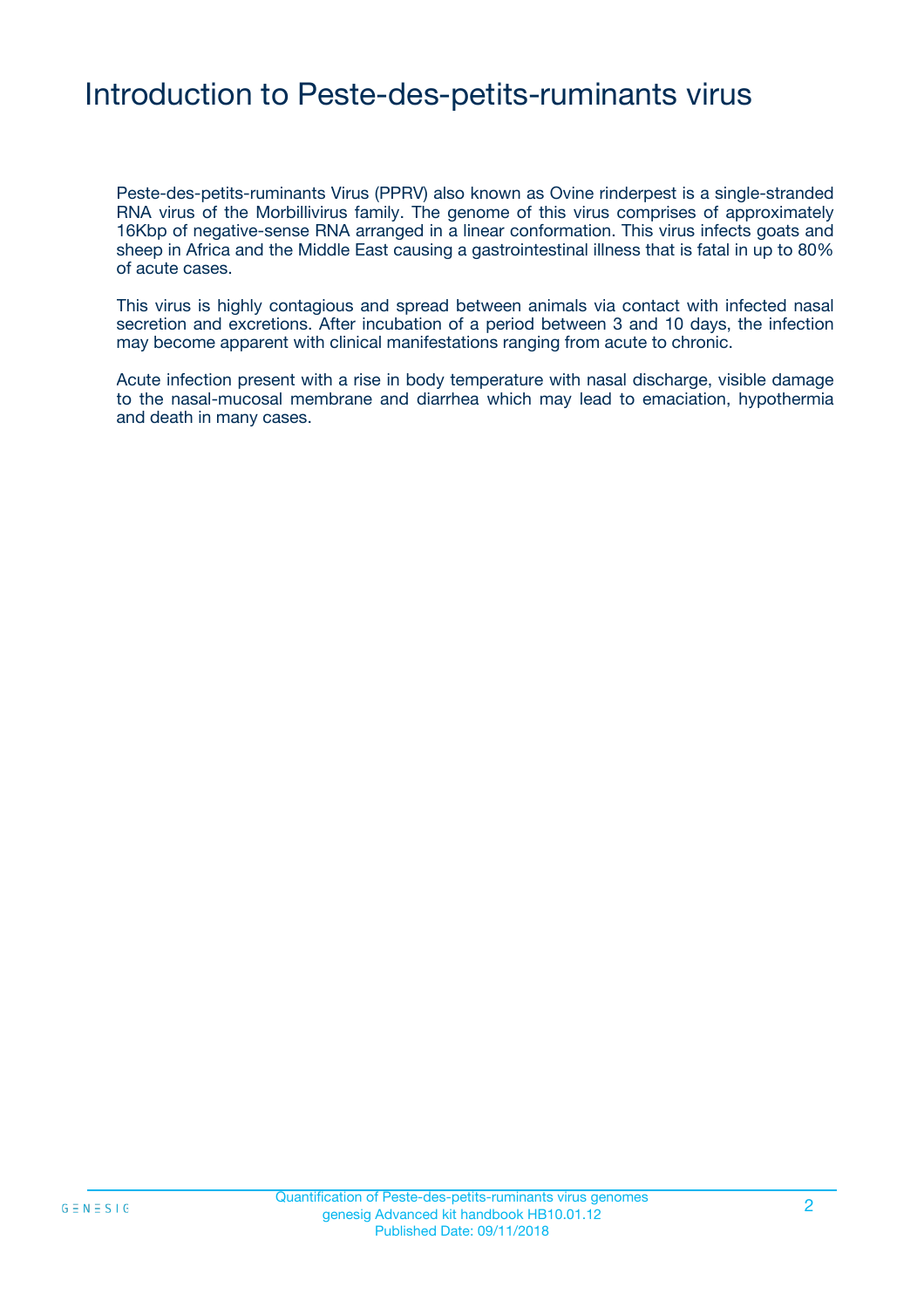# Introduction to Peste-des-petits-ruminants virus

Peste-des-petits-ruminants Virus (PPRV) also known as Ovine rinderpest is a single-stranded RNA virus of the Morbillivirus family. The genome of this virus comprises of approximately 16Kbp of negative-sense RNA arranged in a linear conformation. This virus infects goats and sheep in Africa and the Middle East causing a gastrointestinal illness that is fatal in up to 80% of acute cases.

This virus is highly contagious and spread between animals via contact with infected nasal secretion and excretions. After incubation of a period between 3 and 10 days, the infection may become apparent with clinical manifestations ranging from acute to chronic.

Acute infection present with a rise in body temperature with nasal discharge, visible damage to the nasal-mucosal membrane and diarrhea which may lead to emaciation, hypothermia and death in many cases.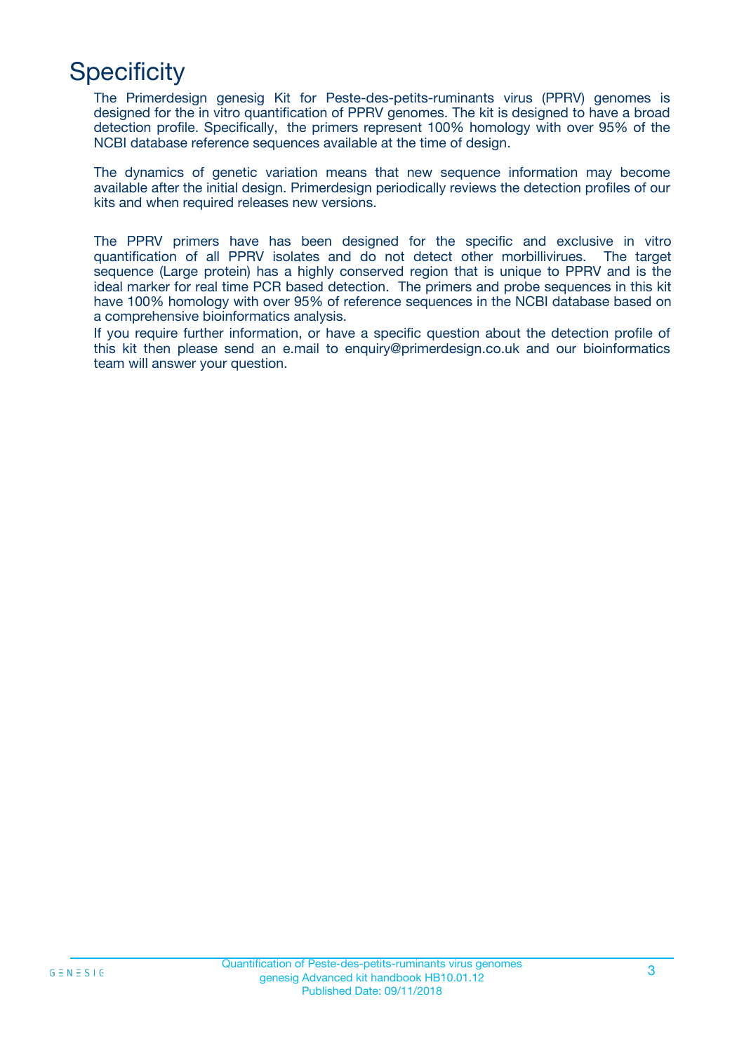# Specificity

The Primerdesign genesig Kit for Peste-des-petits-ruminants virus (PPRV) genomes is designed for the in vitro quantification of PPRV genomes. The kit is designed to have a broad detection profile. Specifically, the primers represent 100% homology with over 95% of the NCBI database reference sequences available at the time of design.

The dynamics of genetic variation means that new sequence information may become available after the initial design. Primerdesign periodically reviews the detection profiles of our kits and when required releases new versions.

The PPRV primers have has been designed for the specific and exclusive in vitro quantification of all PPRV isolates and do not detect other morbillivirues. The target sequence (Large protein) has a highly conserved region that is unique to PPRV and is the ideal marker for real time PCR based detection. The primers and probe sequences in this kit have 100% homology with over 95% of reference sequences in the NCBI database based on a comprehensive bioinformatics analysis.

If you require further information, or have a specific question about the detection profile of this kit then please send an e.mail to enquiry@primerdesign.co.uk and our bioinformatics team will answer your question.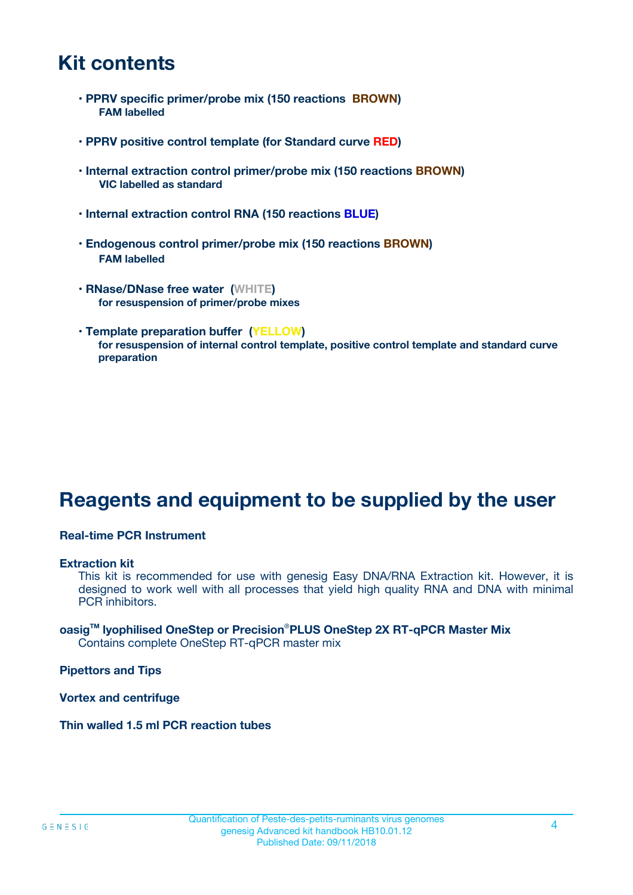# Kit contents

- **PPRV specific primer/probe mix (150 reactions BROWN)**
  **FAM labelled**

- **PPRV positive control template (for Standard curve RED)**

- **Internal extraction control primer/probe mix (150 reactions BROWN)**
  **VIC labelled as standard**

- **Internal extraction control RNA (150 reactions BLUE)**

- **Endogenous control primer/probe mix (150 reactions BROWN)**
  **FAM labelled**

- **RNase/DNase free water (WHITE)**
  **for resuspension of primer/probe mixes**

- **Template preparation buffer (YELLOW)**
  **for resuspension of internal control template, positive control template and standard curve preparation**

# Reagents and equipment to be supplied by the user

**Real-time PCR Instrument**

**Extraction kit**

This kit is recommended for use with genesig Easy DNA/RNA Extraction kit. However, it is designed to work well with all processes that yield high quality RNA and DNA with minimal PCR inhibitors.

**oasig™ lyophilised OneStep or Precision®PLUS OneStep 2X RT-qPCR Master Mix**

Contains complete OneStep RT-qPCR master mix

**Pipettors and Tips**

**Vortex and centrifuge**

**Thin walled 1.5 ml PCR reaction tubes**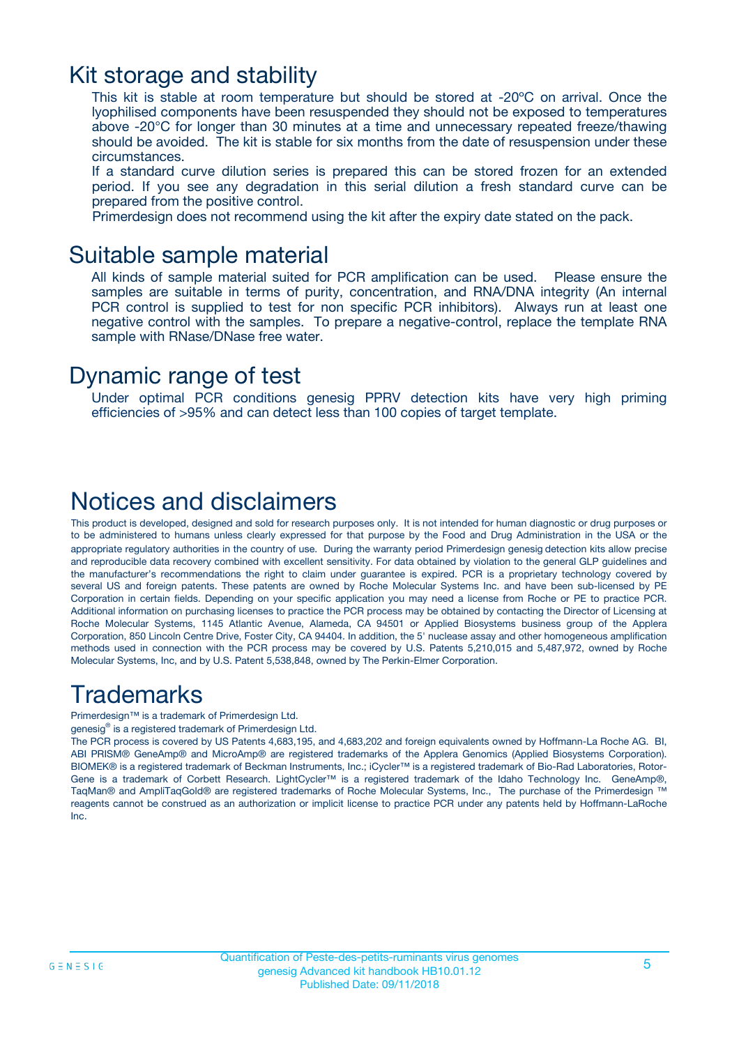## Kit storage and stability

This kit is stable at room temperature but should be stored at -20ºC on arrival. Once the lyophilised components have been resuspended they should not be exposed to temperatures above -20°C for longer than 30 minutes at a time and unnecessary repeated freeze/thawing should be avoided. The kit is stable for six months from the date of resuspension under these circumstances.

If a standard curve dilution series is prepared this can be stored frozen for an extended period. If you see any degradation in this serial dilution a fresh standard curve can be prepared from the positive control.

Primerdesign does not recommend using the kit after the expiry date stated on the pack.

## Suitable sample material

All kinds of sample material suited for PCR amplification can be used. Please ensure the samples are suitable in terms of purity, concentration, and RNA/DNA integrity (An internal PCR control is supplied to test for non specific PCR inhibitors). Always run at least one negative control with the samples. To prepare a negative-control, replace the template RNA sample with RNase/DNase free water.

## Dynamic range of test

Under optimal PCR conditions genesig PPRV detection kits have very high priming efficiencies of >95% and can detect less than 100 copies of target template.

# Notices and disclaimers

This product is developed, designed and sold for research purposes only. It is not intended for human diagnostic or drug purposes or to be administered to humans unless clearly expressed for that purpose by the Food and Drug Administration in the USA or the appropriate regulatory authorities in the country of use. During the warranty period Primerdesign genesig detection kits allow precise and reproducible data recovery combined with excellent sensitivity. For data obtained by violation to the general GLP guidelines and the manufacturer's recommendations the right to claim under guarantee is expired. PCR is a proprietary technology covered by several US and foreign patents. These patents are owned by Roche Molecular Systems Inc. and have been sub-licensed by PE Corporation in certain fields. Depending on your specific application you may need a license from Roche or PE to practice PCR. Additional information on purchasing licenses to practice the PCR process may be obtained by contacting the Director of Licensing at Roche Molecular Systems, 1145 Atlantic Avenue, Alameda, CA 94501 or Applied Biosystems business group of the Applera Corporation, 850 Lincoln Centre Drive, Foster City, CA 94404. In addition, the 5' nuclease assay and other homogeneous amplification methods used in connection with the PCR process may be covered by U.S. Patents 5,210,015 and 5,487,972, owned by Roche Molecular Systems, Inc, and by U.S. Patent 5,538,848, owned by The Perkin-Elmer Corporation.

# Trademarks

Primerdesign™ is a trademark of Primerdesign Ltd.

genesig® is a registered trademark of Primerdesign Ltd.

The PCR process is covered by US Patents 4,683,195, and 4,683,202 and foreign equivalents owned by Hoffmann-La Roche AG. BI, ABI PRISM® GeneAmp® and MicroAmp® are registered trademarks of the Applera Genomics (Applied Biosystems Corporation). BIOMEK® is a registered trademark of Beckman Instruments, Inc.; iCycler™ is a registered trademark of Bio-Rad Laboratories, Rotor-Gene is a trademark of Corbett Research. LightCycler™ is a registered trademark of the Idaho Technology Inc. GeneAmp®, TaqMan® and AmpliTaqGold® are registered trademarks of Roche Molecular Systems, Inc., The purchase of the Primerdesign ™ reagents cannot be construed as an authorization or implicit license to practice PCR under any patents held by Hoffmann-LaRoche Inc.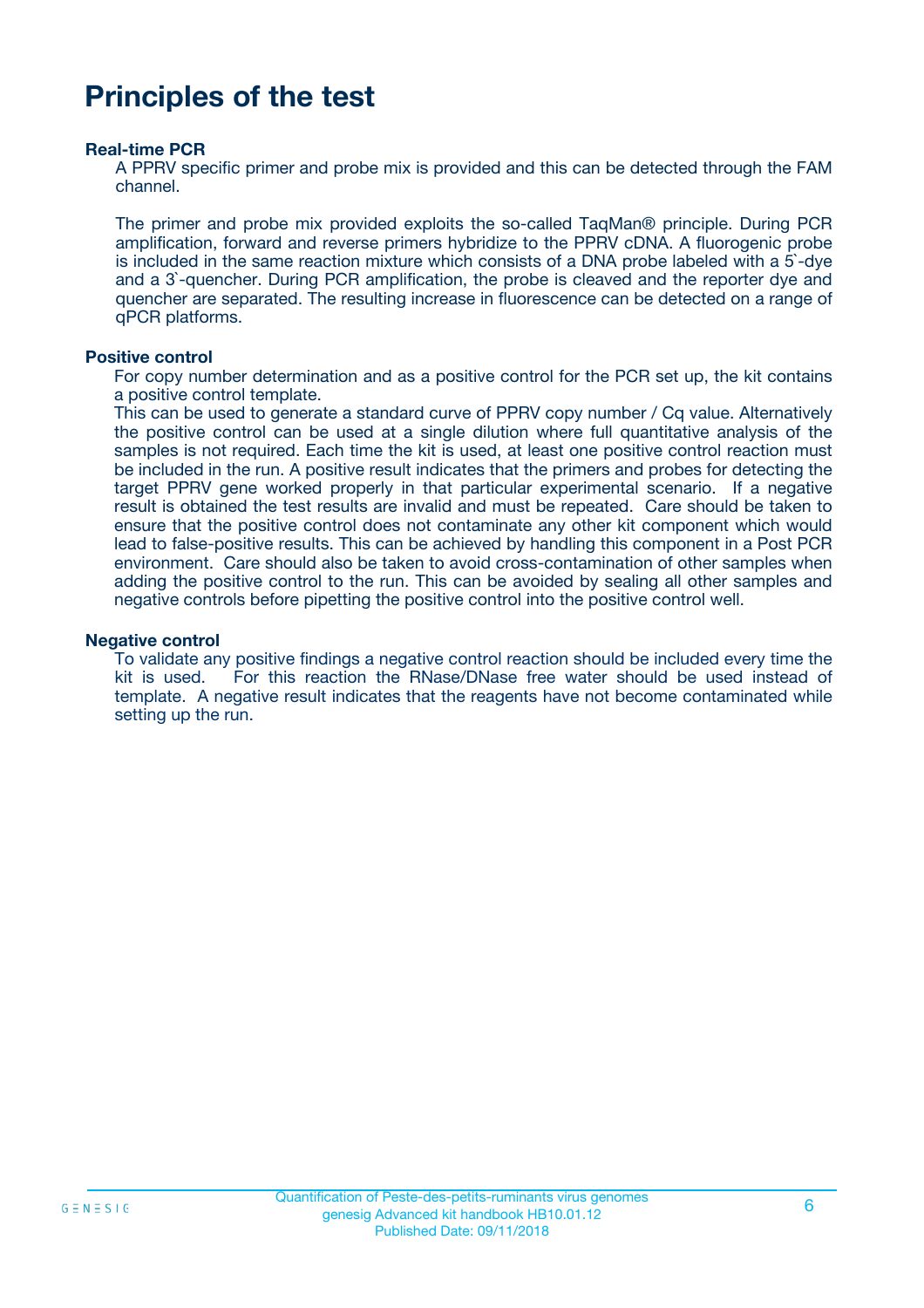# Principles of the test

**Real-time PCR**

A PPRV specific primer and probe mix is provided and this can be detected through the FAM channel.

The primer and probe mix provided exploits the so-called TaqMan® principle. During PCR amplification, forward and reverse primers hybridize to the PPRV cDNA. A fluorogenic probe is included in the same reaction mixture which consists of a DNA probe labeled with a 5`-dye and a 3`-quencher. During PCR amplification, the probe is cleaved and the reporter dye and quencher are separated. The resulting increase in fluorescence can be detected on a range of qPCR platforms.

**Positive control**

For copy number determination and as a positive control for the PCR set up, the kit contains a positive control template.
This can be used to generate a standard curve of PPRV copy number / Cq value. Alternatively the positive control can be used at a single dilution where full quantitative analysis of the samples is not required. Each time the kit is used, at least one positive control reaction must be included in the run. A positive result indicates that the primers and probes for detecting the target PPRV gene worked properly in that particular experimental scenario. If a negative result is obtained the test results are invalid and must be repeated. Care should be taken to ensure that the positive control does not contaminate any other kit component which would lead to false-positive results. This can be achieved by handling this component in a Post PCR environment. Care should also be taken to avoid cross-contamination of other samples when adding the positive control to the run. This can be avoided by sealing all other samples and negative controls before pipetting the positive control into the positive control well.

**Negative control**

To validate any positive findings a negative control reaction should be included every time the kit is used. For this reaction the RNase/DNase free water should be used instead of template. A negative result indicates that the reagents have not become contaminated while setting up the run.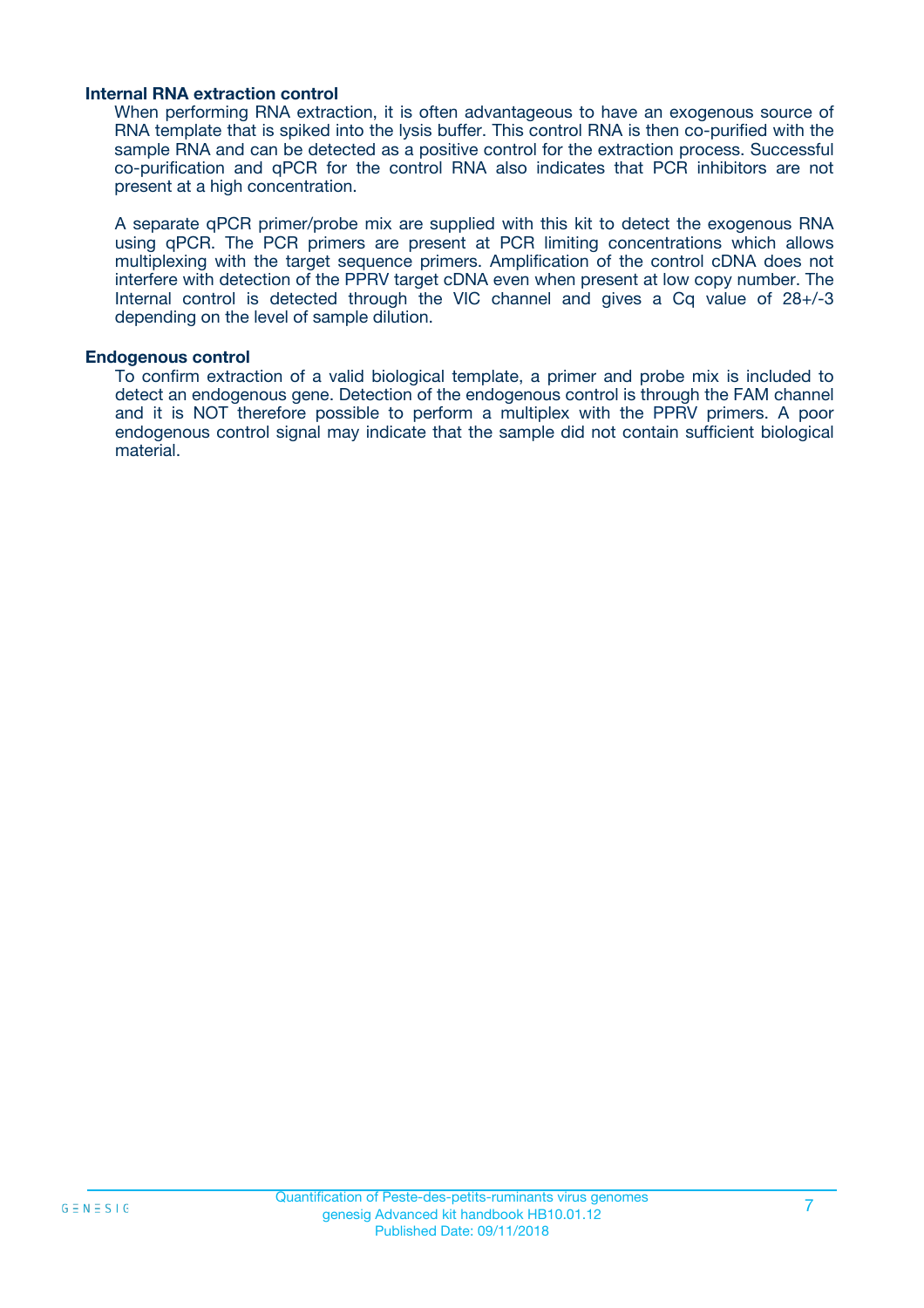**Internal RNA extraction control**

When performing RNA extraction, it is often advantageous to have an exogenous source of RNA template that is spiked into the lysis buffer. This control RNA is then co-purified with the sample RNA and can be detected as a positive control for the extraction process. Successful co-purification and qPCR for the control RNA also indicates that PCR inhibitors are not present at a high concentration.

A separate qPCR primer/probe mix are supplied with this kit to detect the exogenous RNA using qPCR. The PCR primers are present at PCR limiting concentrations which allows multiplexing with the target sequence primers. Amplification of the control cDNA does not interfere with detection of the PPRV target cDNA even when present at low copy number. The Internal control is detected through the VIC channel and gives a Cq value of 28+/-3 depending on the level of sample dilution.

**Endogenous control**

To confirm extraction of a valid biological template, a primer and probe mix is included to detect an endogenous gene. Detection of the endogenous control is through the FAM channel and it is NOT therefore possible to perform a multiplex with the PPRV primers. A poor endogenous control signal may indicate that the sample did not contain sufficient biological material.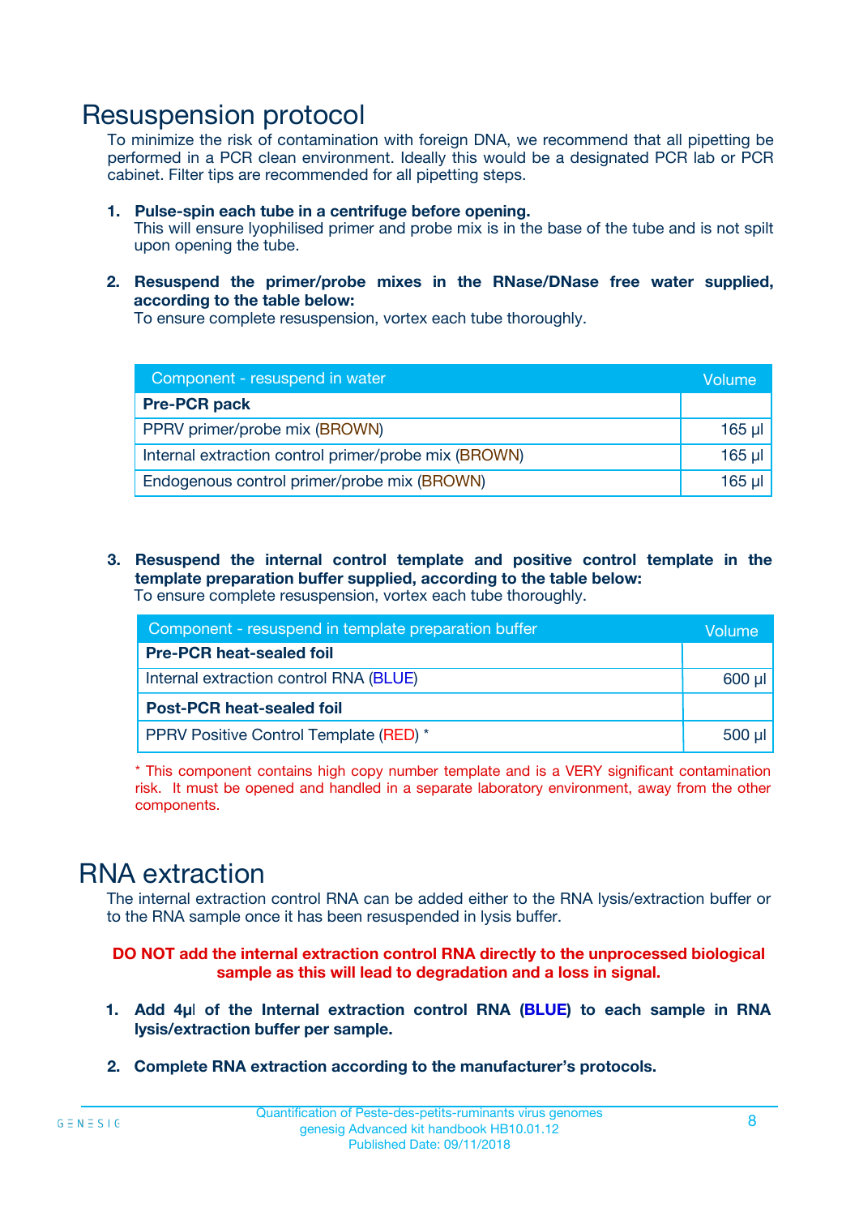# Resuspension protocol

To minimize the risk of contamination with foreign DNA, we recommend that all pipetting be performed in a PCR clean environment. Ideally this would be a designated PCR lab or PCR cabinet. Filter tips are recommended for all pipetting steps.

1. **Pulse-spin each tube in a centrifuge before opening.**
   This will ensure lyophilised primer and probe mix is in the base of the tube and is not spilt upon opening the tube.

2. **Resuspend the primer/probe mixes in the RNase/DNase free water supplied, according to the table below:**
   To ensure complete resuspension, vortex each tube thoroughly.

| Component - resuspend in water | Volume |
|---|---|
| **Pre-PCR pack** | |
| PPRV primer/probe mix (BROWN) | 165 µl |
| Internal extraction control primer/probe mix (BROWN) | 165 µl |
| Endogenous control primer/probe mix (BROWN) | 165 µl |

3. **Resuspend the internal control template and positive control template in the template preparation buffer supplied, according to the table below:**
   To ensure complete resuspension, vortex each tube thoroughly.

| Component - resuspend in template preparation buffer | Volume |
|---|---|
| **Pre-PCR heat-sealed foil** | |
| Internal extraction control RNA (BLUE) | 600 µl |
| **Post-PCR heat-sealed foil** | |
| PPRV Positive Control Template (RED) * | 500 µl |

* This component contains high copy number template and is a VERY significant contamination risk. It must be opened and handled in a separate laboratory environment, away from the other components.

# RNA extraction

The internal extraction control RNA can be added either to the RNA lysis/extraction buffer or to the RNA sample once it has been resuspended in lysis buffer.

**DO NOT add the internal extraction control RNA directly to the unprocessed biological sample as this will lead to degradation and a loss in signal.**

1. **Add 4µl of the Internal extraction control RNA (BLUE) to each sample in RNA lysis/extraction buffer per sample.**

2. **Complete RNA extraction according to the manufacturer's protocols.**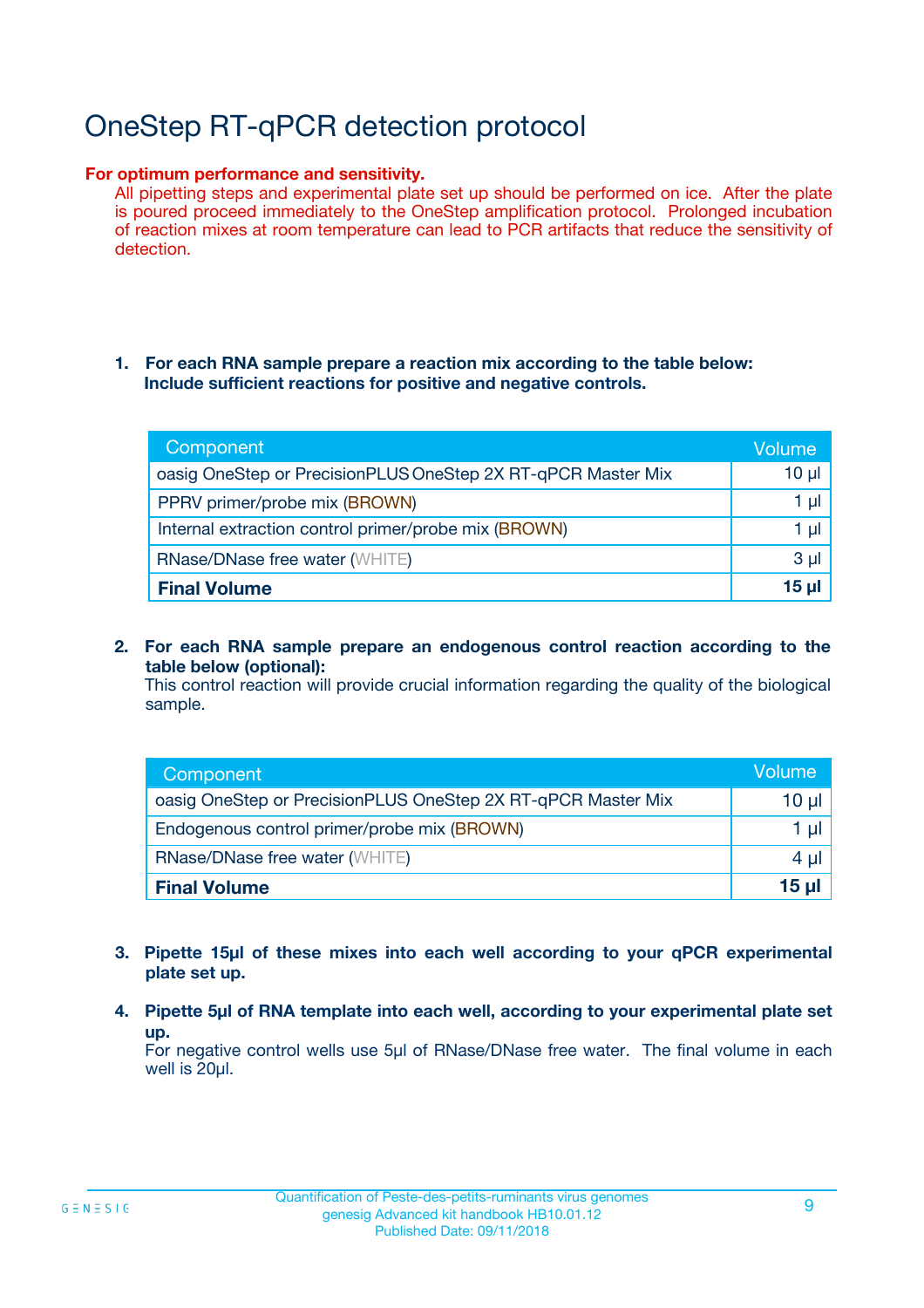# OneStep RT-qPCR detection protocol

**For optimum performance and sensitivity.**

All pipetting steps and experimental plate set up should be performed on ice. After the plate is poured proceed immediately to the OneStep amplification protocol. Prolonged incubation of reaction mixes at room temperature can lead to PCR artifacts that reduce the sensitivity of detection.

1. **For each RNA sample prepare a reaction mix according to the table below: Include sufficient reactions for positive and negative controls.**

| Component | Volume |
|---|---|
| oasig OneStep or PrecisionPLUS OneStep 2X RT-qPCR Master Mix | 10 µl |
| PPRV primer/probe mix (BROWN) | 1 µl |
| Internal extraction control primer/probe mix (BROWN) | 1 µl |
| RNase/DNase free water (WHITE) | 3 µl |
| **Final Volume** | **15 µl** |

2. **For each RNA sample prepare an endogenous control reaction according to the table below (optional):**
   This control reaction will provide crucial information regarding the quality of the biological sample.

| Component | Volume |
|---|---|
| oasig OneStep or PrecisionPLUS OneStep 2X RT-qPCR Master Mix | 10 µl |
| Endogenous control primer/probe mix (BROWN) | 1 µl |
| RNase/DNase free water (WHITE) | 4 µl |
| **Final Volume** | **15 µl** |

3. **Pipette 15µl of these mixes into each well according to your qPCR experimental plate set up.**

4. **Pipette 5µl of RNA template into each well, according to your experimental plate set up.**
   For negative control wells use 5µl of RNase/DNase free water. The final volume in each well is 20µl.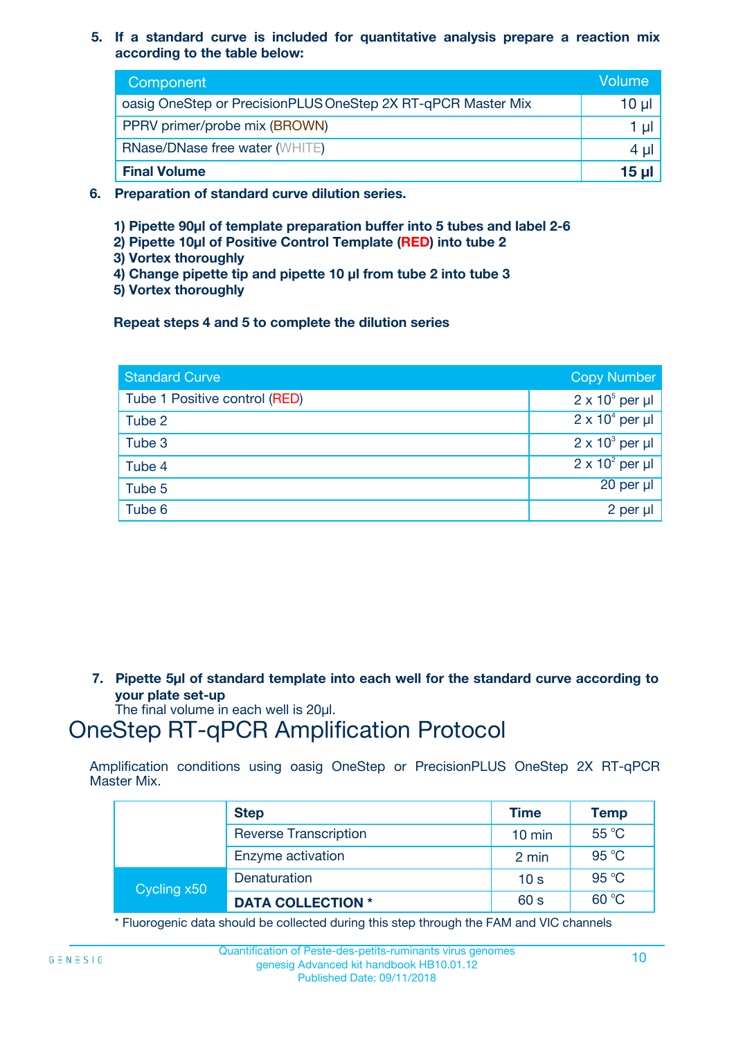5. **If a standard curve is included for quantitative analysis prepare a reaction mix according to the table below:**

| Component | Volume |
|---|---|
| oasig OneStep or PrecisionPLUS OneStep 2X RT-qPCR Master Mix | 10 µl |
| PPRV primer/probe mix (BROWN) | 1 µl |
| RNase/DNase free water (WHITE) | 4 µl |
| **Final Volume** | **15 µl** |

6. **Preparation of standard curve dilution series.**

   **1) Pipette 90µl of template preparation buffer into 5 tubes and label 2-6**
   **2) Pipette 10µl of Positive Control Template (RED) into tube 2**
   **3) Vortex thoroughly**
   **4) Change pipette tip and pipette 10 µl from tube 2 into tube 3**
   **5) Vortex thoroughly**

   **Repeat steps 4 and 5 to complete the dilution series**

| Standard Curve | Copy Number |
|---|---|
| Tube 1 Positive control (RED) | $2 \times 10^5$ per µl |
| Tube 2 | $2 \times 10^4$ per µl |
| Tube 3 | $2 \times 10^3$ per µl |
| Tube 4 | $2 \times 10^2$ per µl |
| Tube 5 | 20 per µl |
| Tube 6 | 2 per µl |

7. **Pipette 5µl of standard template into each well for the standard curve according to your plate set-up**
   The final volume in each well is 20µl.

# OneStep RT-qPCR Amplification Protocol

Amplification conditions using oasig OneStep or PrecisionPLUS OneStep 2X RT-qPCR Master Mix.

| | Step | Time | Temp |
|---|---|---|---|
| | Reverse Transcription | 10 min | 55 °C |
| | Enzyme activation | 2 min | 95 °C |
| Cycling x50 | Denaturation | 10 s | 95 °C |
| | **DATA COLLECTION *** | 60 s | 60 °C |

* Fluorogenic data should be collected during this step through the FAM and VIC channels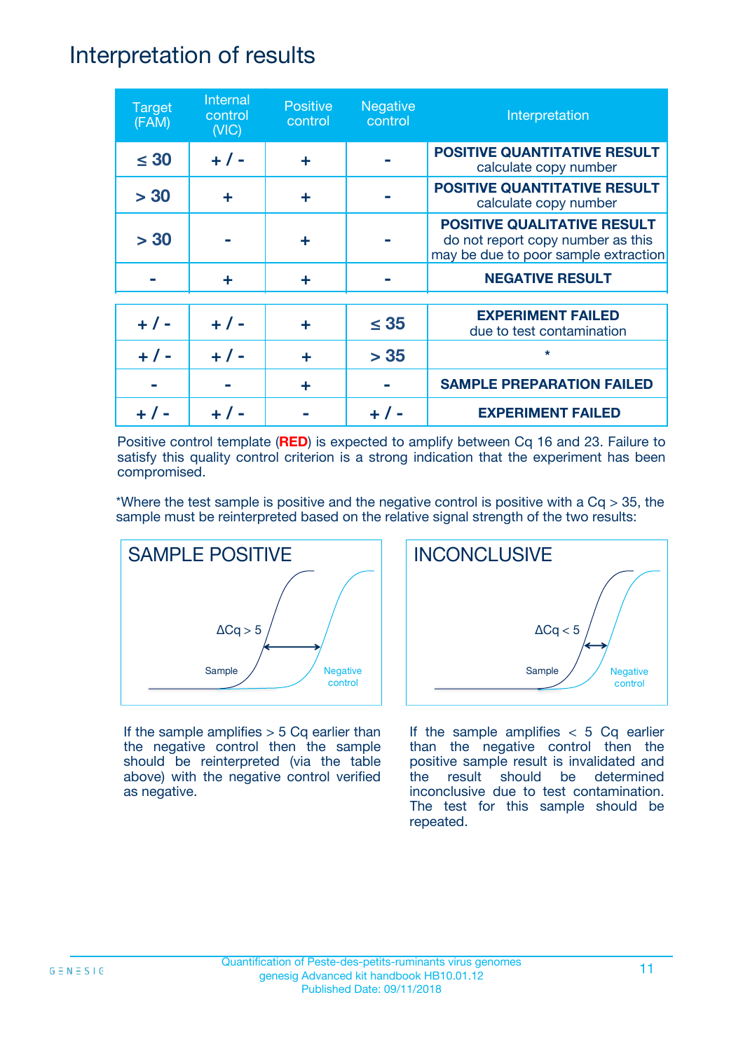# Interpretation of results

| Target (FAM) | Internal control (VIC) | Positive control | Negative control | Interpretation |
|---|---|---|---|---|
| ≤ 30 | + / - | + | - | **POSITIVE QUANTITATIVE RESULT** calculate copy number |
| > 30 | + | + | - | **POSITIVE QUANTITATIVE RESULT** calculate copy number |
| > 30 | - | + | - | **POSITIVE QUALITATIVE RESULT** do not report copy number as this may be due to poor sample extraction |
| - | + | + | - | **NEGATIVE RESULT** |
| + / - | + / - | + | ≤ 35 | **EXPERIMENT FAILED** due to test contamination |
| + / - | + / - | + | > 35 | * |
| - | - | + | - | **SAMPLE PREPARATION FAILED** |
| + / - | + / - | - | + / - | **EXPERIMENT FAILED** |

Positive control template (**RED**) is expected to amplify between Cq 16 and 23. Failure to satisfy this quality control criterion is a strong indication that the experiment has been compromised.

*Where the test sample is positive and the negative control is positive with a Cq > 35, the sample must be reinterpreted based on the relative signal strength of the two results:

**SAMPLE POSITIVE**

ΔCq > 5

Sample — Negative control

If the sample amplifies > 5 Cq earlier than the negative control then the sample should be reinterpreted (via the table above) with the negative control verified as negative.

**INCONCLUSIVE**

ΔCq < 5

Sample — Negative control

If the sample amplifies < 5 Cq earlier than the negative control then the positive sample result is invalidated and the result should be determined inconclusive due to test contamination. The test for this sample should be repeated.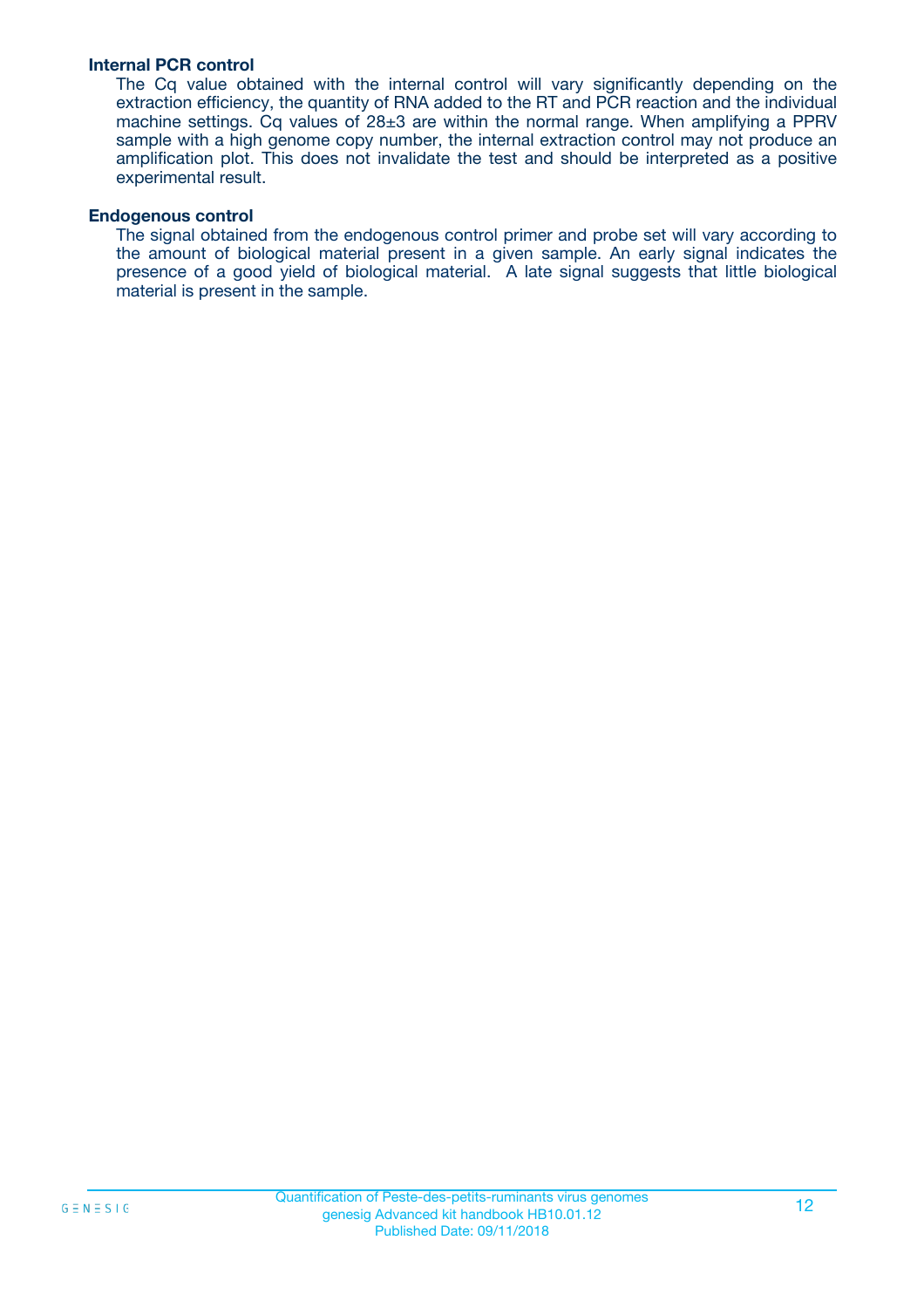**Internal PCR control**

The Cq value obtained with the internal control will vary significantly depending on the extraction efficiency, the quantity of RNA added to the RT and PCR reaction and the individual machine settings. Cq values of 28±3 are within the normal range. When amplifying a PPRV sample with a high genome copy number, the internal extraction control may not produce an amplification plot. This does not invalidate the test and should be interpreted as a positive experimental result.

**Endogenous control**

The signal obtained from the endogenous control primer and probe set will vary according to the amount of biological material present in a given sample. An early signal indicates the presence of a good yield of biological material. A late signal suggests that little biological material is present in the sample.